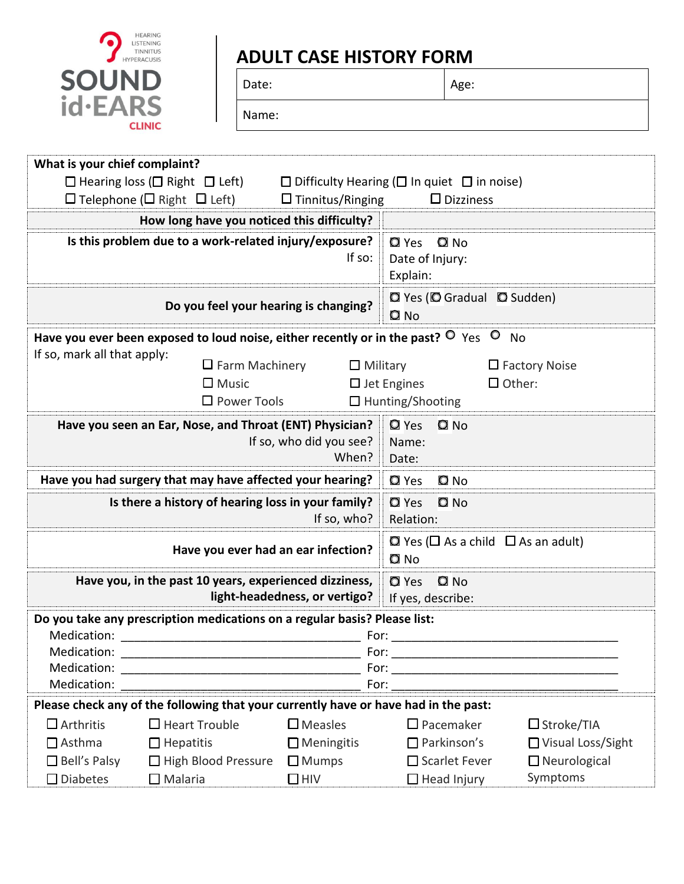SOUND id·EARS CLINIC — HEARING, LISTENING, TINNITUS, HYPERACUSIS

# ADULT CASE HISTORY FORM

| Date: | Age: |
|---|---|
| Name: | |

**What is your chief complaint?**

☐ Hearing loss (☐ Right ☐ Left) ☐ Difficulty Hearing (☐ In quiet ☐ in noise)
☐ Telephone (☐ Right ☐ Left) ☐ Tinnitus/Ringing ☐ Dizziness

| | |
|---|---|
| **How long have you noticed this difficulty?** | |
| **Is this problem due to a work-related injury/exposure?** If so: | ◯ Yes ◯ No<br>Date of Injury:<br>Explain: |
| **Do you feel your hearing is changing?** | ◯ Yes (◯ Gradual ◯ Sudden)<br>◯ No |

**Have you ever been exposed to loud noise, either recently or in the past?** ◯ Yes ◯ No

If so, mark all that apply:

☐ Farm Machinery ☐ Military ☐ Factory Noise
☐ Music ☐ Jet Engines ☐ Other:
☐ Power Tools ☐ Hunting/Shooting

| | |
|---|---|
| **Have you seen an Ear, Nose, and Throat (ENT) Physician?**<br>If so, who did you see?<br>When? | ◯ Yes ◯ No<br>Name:<br>Date: |
| **Have you had surgery that may have affected your hearing?** | ◯ Yes ◯ No |
| **Is there a history of hearing loss in your family?**<br>If so, who? | ◯ Yes ◯ No<br>Relation: |
| **Have you ever had an ear infection?** | ◯ Yes (☐ As a child ☐ As an adult)<br>◯ No |
| **Have you, in the past 10 years, experienced dizziness, light-headedness, or vertigo?** | ◯ Yes ◯ No<br>If yes, describe: |

**Do you take any prescription medications on a regular basis? Please list:**

Medication: ______________________________ For: ______________________________
Medication: ______________________________ For: ______________________________
Medication: ______________________________ For: ______________________________
Medication: ______________________________ For: ______________________________

**Please check any of the following that your currently have or have had in the past:**

| | | | | |
|---|---|---|---|---|
| ☐ Arthritis | ☐ Heart Trouble | ☐ Measles | ☐ Pacemaker | ☐ Stroke/TIA |
| ☐ Asthma | ☐ Hepatitis | ☐ Meningitis | ☐ Parkinson's | ☐ Visual Loss/Sight |
| ☐ Bell's Palsy | ☐ High Blood Pressure | ☐ Mumps | ☐ Scarlet Fever | ☐ Neurological Symptoms |
| ☐ Diabetes | ☐ Malaria | ☐ HIV | ☐ Head Injury | |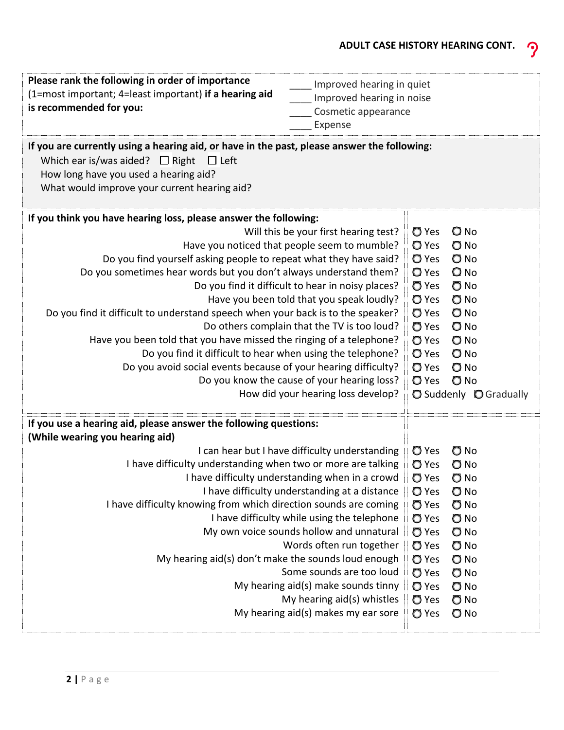## ADULT CASE HISTORY HEARING CONT.

**Please rank the following in order of importance** (1=most important; 4=least important) **if a hearing aid is recommended for you:**

____ Improved hearing in quiet
____ Improved hearing in noise
____ Cosmetic appearance
____ Expense

**If you are currently using a hearing aid, or have in the past, please answer the following:**

Which ear is/was aided? ☐ Right ☐ Left

How long have you used a hearing aid?

What would improve your current hearing aid?

| **If you think you have hearing loss, please answer the following:** | |
|---|---|
| Will this be your first hearing test? | ◯ Yes ◯ No |
| Have you noticed that people seem to mumble? | ◯ Yes ◯ No |
| Do you find yourself asking people to repeat what they have said? | ◯ Yes ◯ No |
| Do you sometimes hear words but you don't always understand them? | ◯ Yes ◯ No |
| Do you find it difficult to hear in noisy places? | ◯ Yes ◯ No |
| Have you been told that you speak loudly? | ◯ Yes ◯ No |
| Do you find it difficult to understand speech when your back is to the speaker? | ◯ Yes ◯ No |
| Do others complain that the TV is too loud? | ◯ Yes ◯ No |
| Have you been told that you have missed the ringing of a telephone? | ◯ Yes ◯ No |
| Do you find it difficult to hear when using the telephone? | ◯ Yes ◯ No |
| Do you avoid social events because of your hearing difficulty? | ◯ Yes ◯ No |
| Do you know the cause of your hearing loss? | ◯ Yes ◯ No |
| How did your hearing loss develop? | ◯ Suddenly ◯ Gradually |

| **If you use a hearing aid, please answer the following questions:** **(While wearing you hearing aid)** | |
|---|---|
| I can hear but I have difficulty understanding | ◯ Yes ◯ No |
| I have difficulty understanding when two or more are talking | ◯ Yes ◯ No |
| I have difficulty understanding when in a crowd | ◯ Yes ◯ No |
| I have difficulty understanding at a distance | ◯ Yes ◯ No |
| I have difficulty knowing from which direction sounds are coming | ◯ Yes ◯ No |
| I have difficulty while using the telephone | ◯ Yes ◯ No |
| My own voice sounds hollow and unnatural | ◯ Yes ◯ No |
| Words often run together | ◯ Yes ◯ No |
| My hearing aid(s) don't make the sounds loud enough | ◯ Yes ◯ No |
| Some sounds are too loud | ◯ Yes ◯ No |
| My hearing aid(s) make sounds tinny | ◯ Yes ◯ No |
| My hearing aid(s) whistles | ◯ Yes ◯ No |
| My hearing aid(s) makes my ear sore | ◯ Yes ◯ No |